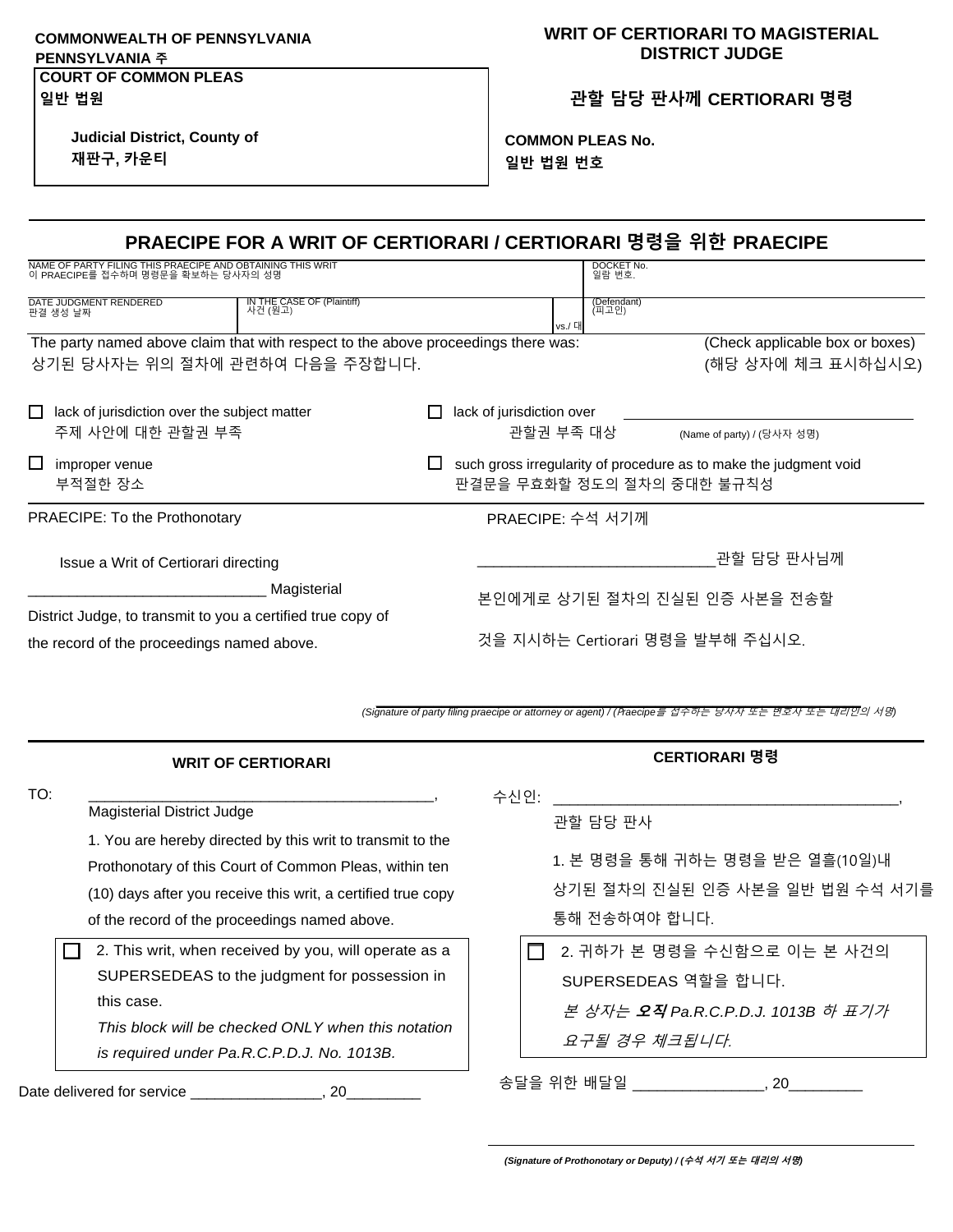**COMMONWEALTH OF PENNSYLVANIA**
**PENNSYLVANIA 주**

**COURT OF COMMON PLEAS**
**일반 법원**

**Judicial District, County of**
**재판구, 카운티**

## WRIT OF CERTIORARI TO MAGISTERIAL DISTRICT JUDGE

## 관할 담당 판사께 CERTIORARI 명령

**COMMON PLEAS No.**
**일반 법원 번호**

## PRAECIPE FOR A WRIT OF CERTIORARI / CERTIORARI 명령을 위한 PRAECIPE

| NAME OF PARTY FILING THIS PRAECIPE AND OBTAINING THIS WRIT<br>이 PRAECIPE를 접수하며 명령문을 확보하는 당사자의 성명 | | | DOCKET No.<br>일람 번호. |
|---|---|---|---|
| DATE JUDGMENT RENDERED<br>판결 생성 날짜 | IN THE CASE OF (Plaintiff)<br>사건 (원고) | vs./ 대 | (Defendant)<br>(피고인) |

The party named above claim that with respect to the above proceedings there was: (Check applicable box or boxes)
상기된 당사자는 위의 절차에 관련하여 다음을 주장합니다. (해당 상자에 체크 표시하십시오)

☐ lack of jurisdiction over the subject matter
주제 사안에 대한 관할권 부족

☐ lack of jurisdiction over ______________________
관할권 부족 대상 (Name of party) / (당사자 성명)

☐ improper venue
부적절한 장소

☐ such gross irregularity of procedure as to make the judgment void
판결문을 무효화할 정도의 절차의 중대한 불규칙성

PRAECIPE: To the Prothonotary

Issue a Writ of Certiorari directing ______________________________ Magisterial District Judge, to transmit to you a certified true copy of the record of the proceedings named above.

PRAECIPE: 수석 서기께

_____________________________관할 담당 판사님께 본인에게로 상기된 절차의 진실된 인증 사본을 전송할 것을 지시하는 Certiorari 명령을 발부해 주십시오.

_____________________________
*(Signature of party filing praecipe or attorney or agent) / (Praecipe를 접수하는 당사자 또는 변호사 또는 대리인의 서명)*

## WRIT OF CERTIORARI

TO: ___________________________________________,
Magisterial District Judge

1. You are hereby directed by this writ to transmit to the Prothonotary of this Court of Common Pleas, within ten (10) days after you receive this writ, a certified true copy of the record of the proceedings named above.

☐ 2. This writ, when received by you, will operate as a SUPERSEDEAS to the judgment for possession in this case.
*This block will be checked ONLY when this notation is required under Pa.R.C.P.D.J. No. 1013B.*

Date delivered for service ________________, 20_________

## CERTIORARI 명령

수신인: ___________________________________________,
관할 담당 판사

1. 본 명령을 통해 귀하는 명령을 받은 열흘(10일)내 상기된 절차의 진실된 인증 사본을 일반 법원 수석 서기를 통해 전송하여야 합니다.

☐ 2. 귀하가 본 명령을 수신함으로 이는 본 사건의 SUPERSEDEAS 역할을 합니다.
*본 상자는 **오직** Pa.R.C.P.D.J. 1013B 하 표기가 요구될 경우 체크됩니다.*

송달을 위한 배달일 ________________, 20_________

_____________________________
***(Signature of Prothonotary or Deputy) / (수석 서기 또는 대리의 서명)***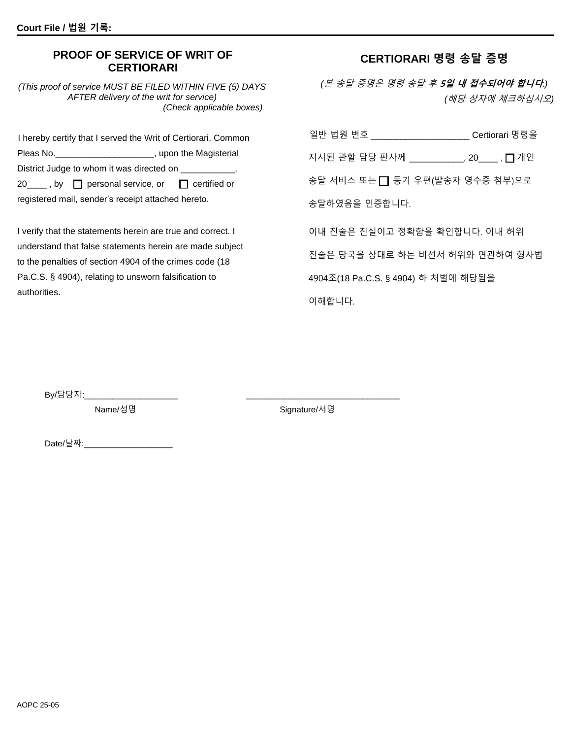**Court File / 법원 기록:**

## PROOF OF SERVICE OF WRIT OF CERTIORARI

*(This proof of service MUST BE FILED WITHIN FIVE (5) DAYS AFTER delivery of the writ for service)*
*(Check applicable boxes)*

I hereby certify that I served the Writ of Certiorari, Common Pleas No.____________________, upon the Magisterial District Judge to whom it was directed on ___________, 20____ , by ☐ personal service, or ☐ certified or registered mail, sender's receipt attached hereto.

I verify that the statements herein are true and correct. I understand that false statements herein are made subject to the penalties of section 4904 of the crimes code (18 Pa.C.S. § 4904), relating to unsworn falsification to authorities.

## CERTIORARI 명령 송달 증명

*(본 송달 증명은 명령 송달 후* ***5일 내 접수되어야 합니다****.)*
*(해당 상자에 체크하십시오)*

일반 법원 번호 ____________________ Certiorari 명령을 지시된 관할 담당 판사께 ___________, 20____ , ☐ 개인 송달 서비스 또는 ☐ 등기 우편(발송자 영수증 첨부)으로 송달하였음을 인증합니다.

이내 진술은 진실이고 정확함을 확인합니다. 이내 허위 진술은 당국을 상대로 하는 비선서 허위와 연관하여 형사법 4904조(18 Pa.C.S. § 4904) 하 처벌에 해당됨을 이해합니다.

By/담당자:____________________ ________________________________
Name/성명 Signature/서명

Date/날짜:___________________

AOPC 25-05